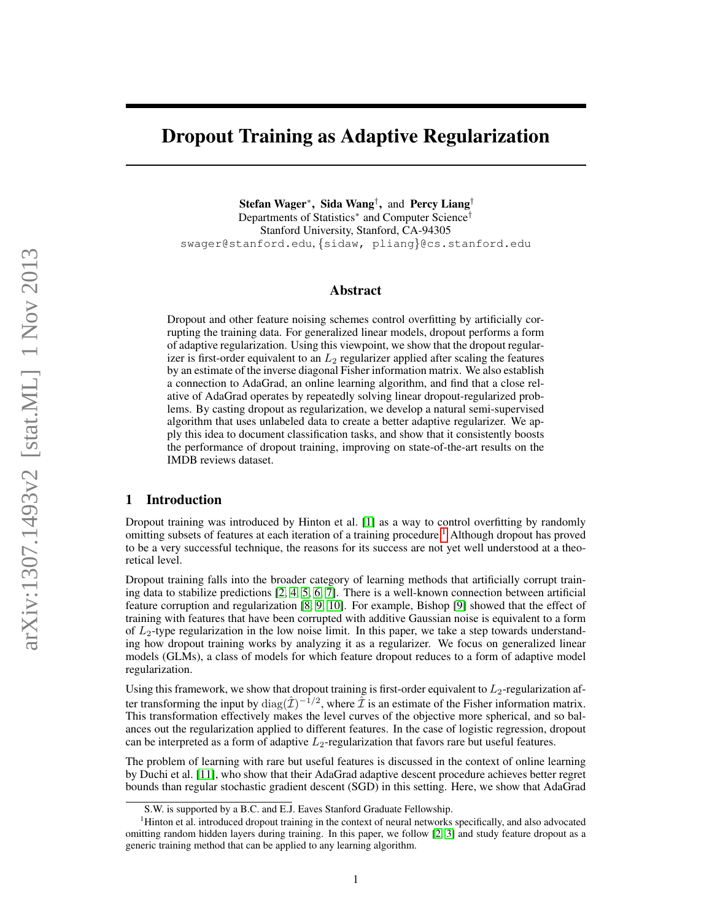# Dropout Training as Adaptive Regularization

**Stefan Wager**[*], **Sida Wang**[†], and **Percy Liang**[†]
Departments of Statistics[*] and Computer Science[†]
Stanford University, Stanford, CA-94305
swager@stanford.edu, {sidaw, pliang}@cs.stanford.edu

## Abstract

Dropout and other feature noising schemes control overfitting by artificially corrupting the training data. For generalized linear models, dropout performs a form of adaptive regularization. Using this viewpoint, we show that the dropout regularizer is first-order equivalent to an $L_2$ regularizer applied after scaling the features by an estimate of the inverse diagonal Fisher information matrix. We also establish a connection to AdaGrad, an online learning algorithm, and find that a close relative of AdaGrad operates by repeatedly solving linear dropout-regularized problems. By casting dropout as regularization, we develop a natural semi-supervised algorithm that uses unlabeled data to create a better adaptive regularizer. We apply this idea to document classification tasks, and show that it consistently boosts the performance of dropout training, improving on state-of-the-art results on the IMDB reviews dataset.

## 1 Introduction

Dropout training was introduced by Hinton et al. [1] as a way to control overfitting by randomly omitting subsets of features at each iteration of a training procedure.[1] Although dropout has proved to be a very successful technique, the reasons for its success are not yet well understood at a theoretical level.

Dropout training falls into the broader category of learning methods that artificially corrupt training data to stabilize predictions [2, 4, 5, 6, 7]. There is a well-known connection between artificial feature corruption and regularization [8, 9, 10]. For example, Bishop [9] showed that the effect of training with features that have been corrupted with additive Gaussian noise is equivalent to a form of $L_2$-type regularization in the low noise limit. In this paper, we take a step towards understanding how dropout training works by analyzing it as a regularizer. We focus on generalized linear models (GLMs), a class of models for which feature dropout reduces to a form of adaptive model regularization.

Using this framework, we show that dropout training is first-order equivalent to $L_2$-regularization after transforming the input by $\text{diag}(\hat{\mathcal{I}})^{-1/2}$, where $\hat{\mathcal{I}}$ is an estimate of the Fisher information matrix. This transformation effectively makes the level curves of the objective more spherical, and so balances out the regularization applied to different features. In the case of logistic regression, dropout can be interpreted as a form of adaptive $L_2$-regularization that favors rare but useful features.

The problem of learning with rare but useful features is discussed in the context of online learning by Duchi et al. [11], who show that their AdaGrad adaptive descent procedure achieves better regret bounds than regular stochastic gradient descent (SGD) in this setting. Here, we show that AdaGrad

S.W. is supported by a B.C. and E.J. Eaves Stanford Graduate Fellowship.

[1]Hinton et al. introduced dropout training in the context of neural networks specifically, and also advocated omitting random hidden layers during training. In this paper, we follow [2, 3] and study feature dropout as a generic training method that can be applied to any learning algorithm.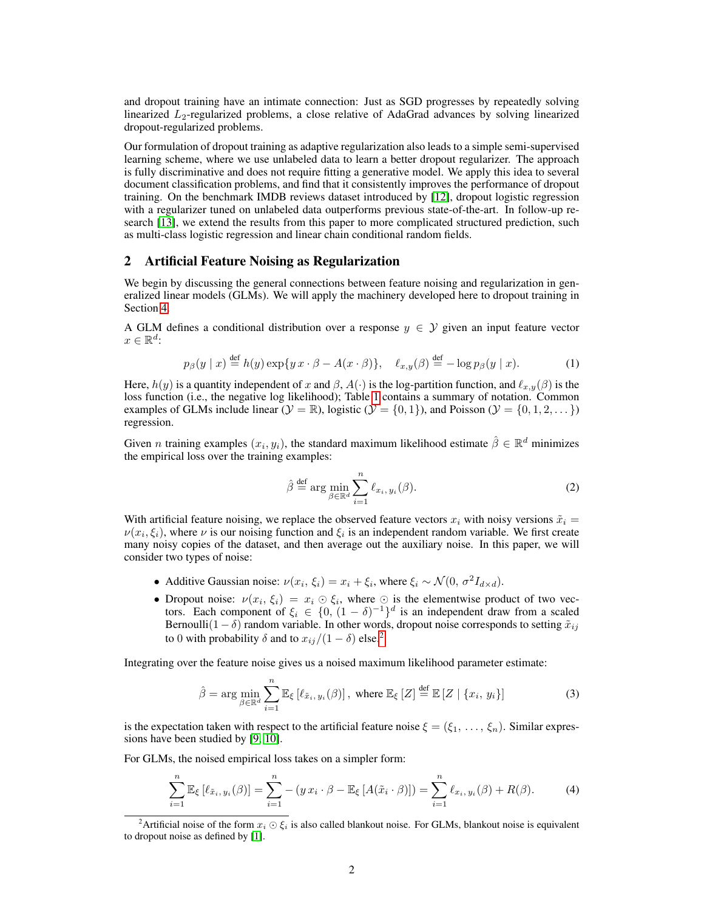and dropout training have an intimate connection: Just as SGD progresses by repeatedly solving linearized $L_2$-regularized problems, a close relative of AdaGrad advances by solving linearized dropout-regularized problems.

Our formulation of dropout training as adaptive regularization also leads to a simple semi-supervised learning scheme, where we use unlabeled data to learn a better dropout regularizer. The approach is fully discriminative and does not require fitting a generative model. We apply this idea to several document classification problems, and find that it consistently improves the performance of dropout training. On the benchmark IMDB reviews dataset introduced by [12], dropout logistic regression with a regularizer tuned on unlabeled data outperforms previous state-of-the-art. In follow-up research [13], we extend the results from this paper to more complicated structured prediction, such as multi-class logistic regression and linear chain conditional random fields.

## 2 Artificial Feature Noising as Regularization

We begin by discussing the general connections between feature noising and regularization in generalized linear models (GLMs). We will apply the machinery developed here to dropout training in Section 4.

A GLM defines a conditional distribution over a response $y \in \mathcal{Y}$ given an input feature vector $x \in \mathbb{R}^d$:

$$p_\beta(y \mid x) \overset{\text{def}}{=} h(y) \exp\{y\, x \cdot \beta - A(x \cdot \beta)\}, \quad \ell_{x,y}(\beta) \overset{\text{def}}{=} -\log p_\beta(y \mid x). \tag{1}$$

Here, $h(y)$ is a quantity independent of $x$ and $\beta$, $A(\cdot)$ is the log-partition function, and $\ell_{x,y}(\beta)$ is the loss function (i.e., the negative log likelihood); Table 1 contains a summary of notation. Common examples of GLMs include linear ($\mathcal{Y} = \mathbb{R}$), logistic ($\mathcal{Y} = \{0, 1\}$), and Poisson ($\mathcal{Y} = \{0, 1, 2, \dots\}$) regression.

Given $n$ training examples $(x_i, y_i)$, the standard maximum likelihood estimate $\hat{\beta} \in \mathbb{R}^d$ minimizes the empirical loss over the training examples:

$$\hat{\beta} \overset{\text{def}}{=} \arg\min_{\beta \in \mathbb{R}^d} \sum_{i=1}^{n} \ell_{x_i,\, y_i}(\beta). \tag{2}$$

With artificial feature noising, we replace the observed feature vectors $x_i$ with noisy versions $\tilde{x}_i = \nu(x_i, \xi_i)$, where $\nu$ is our noising function and $\xi_i$ is an independent random variable. We first create many noisy copies of the dataset, and then average out the auxiliary noise. In this paper, we will consider two types of noise:

- Additive Gaussian noise: $\nu(x_i, \xi_i) = x_i + \xi_i$, where $\xi_i \sim \mathcal{N}(0, \sigma^2 I_{d\times d})$.
- Dropout noise: $\nu(x_i, \xi_i) = x_i \odot \xi_i$, where $\odot$ is the elementwise product of two vectors. Each component of $\xi_i \in \{0, (1-\delta)^{-1}\}^d$ is an independent draw from a scaled Bernoulli$(1-\delta)$ random variable. In other words, dropout noise corresponds to setting $\tilde{x}_{ij}$ to 0 with probability $\delta$ and to $x_{ij}/(1-\delta)$ else.[2]

Integrating over the feature noise gives us a noised maximum likelihood parameter estimate:

$$\hat{\beta} = \arg\min_{\beta \in \mathbb{R}^d} \sum_{i=1}^{n} \mathbb{E}_\xi \left[\ell_{\tilde{x}_i,\, y_i}(\beta)\right], \text{ where } \mathbb{E}_\xi\left[Z\right] \overset{\text{def}}{=} \mathbb{E}\left[Z \mid \{x_i,\, y_i\}\right] \tag{3}$$

is the expectation taken with respect to the artificial feature noise $\xi = (\xi_1, \dots, \xi_n)$. Similar expressions have been studied by [9, 10].

For GLMs, the noised empirical loss takes on a simpler form:

$$\sum_{i=1}^{n} \mathbb{E}_\xi \left[\ell_{\tilde{x}_i,\, y_i}(\beta)\right] = \sum_{i=1}^{n} -\left(y\, x_i \cdot \beta - \mathbb{E}_\xi \left[A(\tilde{x}_i \cdot \beta)\right]\right) = \sum_{i=1}^{n} \ell_{x_i,\, y_i}(\beta) + R(\beta). \tag{4}$$

[2] Artificial noise of the form $x_i \odot \xi_i$ is also called blankout noise. For GLMs, blankout noise is equivalent to dropout noise as defined by [1].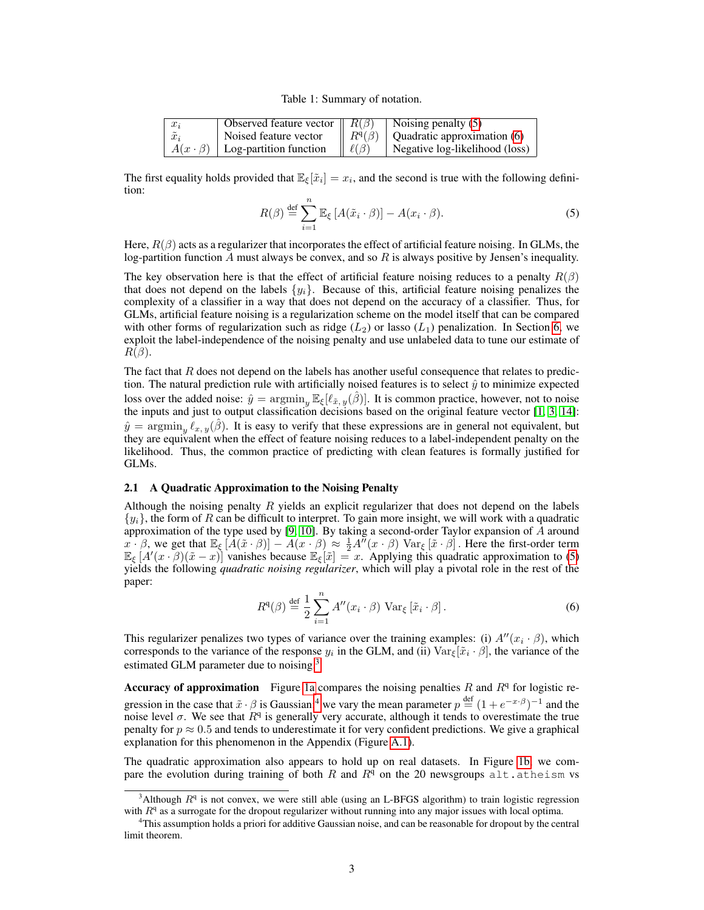Table 1: Summary of notation.

| | | | |
|---|---|---|---|
| $x_i$ | Observed feature vector | $R(\beta)$ | Noising penalty (5) |
| $\tilde{x}_i$ | Noised feature vector | $R^{\mathrm{q}}(\beta)$ | Quadratic approximation (6) |
| $A(x \cdot \beta)$ | Log-partition function | $\ell(\beta)$ | Negative log-likelihood (loss) |

The first equality holds provided that $\mathbb{E}_\xi[\tilde{x}_i] = x_i$, and the second is true with the following definition:

$$R(\beta) \overset{\text{def}}{=} \sum_{i=1}^{n} \mathbb{E}_\xi\left[A(\tilde{x}_i \cdot \beta)\right] - A(x_i \cdot \beta). \tag{5}$$

Here, $R(\beta)$ acts as a regularizer that incorporates the effect of artificial feature noising. In GLMs, the log-partition function $A$ must always be convex, and so $R$ is always positive by Jensen's inequality.

The key observation here is that the effect of artificial feature noising reduces to a penalty $R(\beta)$ that does not depend on the labels $\{y_i\}$. Because of this, artificial feature noising penalizes the complexity of a classifier in a way that does not depend on the accuracy of a classifier. Thus, for GLMs, artificial feature noising is a regularization scheme on the model itself that can be compared with other forms of regularization such as ridge ($L_2$) or lasso ($L_1$) penalization. In Section 6, we exploit the label-independence of the noising penalty and use unlabeled data to tune our estimate of $R(\beta)$.

The fact that $R$ does not depend on the labels has another useful consequence that relates to prediction. The natural prediction rule with artificially noised features is to select $\hat{y}$ to minimize expected loss over the added noise: $\hat{y} = \operatorname{argmin}_y \mathbb{E}_\xi[\ell_{\tilde{x},\,y}(\hat{\beta})]$. It is common practice, however, not to noise the inputs and just to output classification decisions based on the original feature vector [1, 3, 14]: $\hat{y} = \operatorname{argmin}_y \ell_{x,\,y}(\hat{\beta})$. It is easy to verify that these expressions are in general not equivalent, but they are equivalent when the effect of feature noising reduces to a label-independent penalty on the likelihood. Thus, the common practice of predicting with clean features is formally justified for GLMs.

### 2.1 A Quadratic Approximation to the Noising Penalty

Although the noising penalty $R$ yields an explicit regularizer that does not depend on the labels $\{y_i\}$, the form of $R$ can be difficult to interpret. To gain more insight, we will work with a quadratic approximation of the type used by [9, 10]. By taking a second-order Taylor expansion of $A$ around $x \cdot \beta$, we get that $\mathbb{E}_\xi\left[A(\tilde{x} \cdot \beta)\right] - A(x \cdot \beta) \approx \frac{1}{2} A''(x \cdot \beta) \operatorname{Var}_\xi\left[\tilde{x} \cdot \beta\right]$. Here the first-order term $\mathbb{E}_\xi\left[A'(x \cdot \beta)(\tilde{x} - x)\right]$ vanishes because $\mathbb{E}_\xi[\tilde{x}] = x$. Applying this quadratic approximation to (5) yields the following *quadratic noising regularizer*, which will play a pivotal role in the rest of the paper:

$$R^{\mathrm{q}}(\beta) \overset{\text{def}}{=} \frac{1}{2} \sum_{i=1}^{n} A''(x_i \cdot \beta) \operatorname{Var}_\xi\left[\tilde{x}_i \cdot \beta\right]. \tag{6}$$

This regularizer penalizes two types of variance over the training examples: (i) $A''(x_i \cdot \beta)$, which corresponds to the variance of the response $y_i$ in the GLM, and (ii) $\operatorname{Var}_\xi[\tilde{x}_i \cdot \beta]$, the variance of the estimated GLM parameter due to noising.[3]

**Accuracy of approximation** Figure 1a compares the noising penalties $R$ and $R^{\mathrm{q}}$ for logistic regression in the case that $\tilde{x} \cdot \beta$ is Gaussian;[4] we vary the mean parameter $p \overset{\text{def}}{=} (1 + e^{-x \cdot \beta})^{-1}$ and the noise level $\sigma$. We see that $R^{\mathrm{q}}$ is generally very accurate, although it tends to overestimate the true penalty for $p \approx 0.5$ and tends to underestimate it for very confident predictions. We give a graphical explanation for this phenomenon in the Appendix (Figure A.1).

The quadratic approximation also appears to hold up on real datasets. In Figure 1b, we compare the evolution during training of both $R$ and $R^{\mathrm{q}}$ on the 20 newsgroups `alt.atheism` vs

[3] Although $R^{\mathrm{q}}$ is not convex, we were still able (using an L-BFGS algorithm) to train logistic regression with $R^{\mathrm{q}}$ as a surrogate for the dropout regularizer without running into any major issues with local optima.

[4] This assumption holds a priori for additive Gaussian noise, and can be reasonable for dropout by the central limit theorem.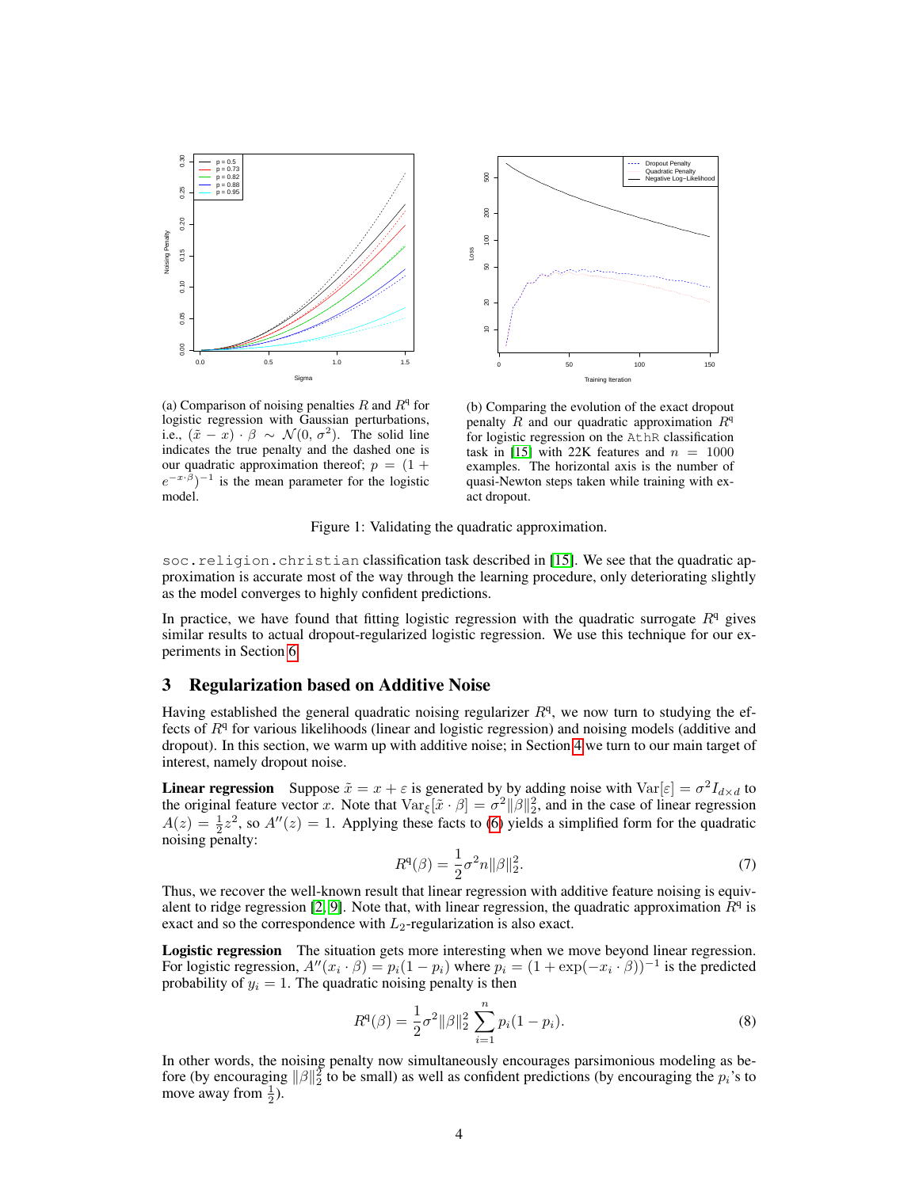(a) Comparison of noising penalties $R$ and $R^{\text{q}}$ for logistic regression with Gaussian perturbations, i.e., $(\tilde{x} - x) \cdot \beta \sim \mathcal{N}(0, \sigma^2)$. The solid line indicates the true penalty and the dashed one is our quadratic approximation thereof; $p = (1 + e^{-x \cdot \beta})^{-1}$ is the mean parameter for the logistic model.

(b) Comparing the evolution of the exact dropout penalty $R$ and our quadratic approximation $R^{\text{q}}$ for logistic regression on the AthR classification task in [15] with 22K features and $n = 1000$ examples. The horizontal axis is the number of quasi-Newton steps taken while training with exact dropout.

Figure 1: Validating the quadratic approximation.

soc.religion.christian classification task described in [15]. We see that the quadratic approximation is accurate most of the way through the learning procedure, only deteriorating slightly as the model converges to highly confident predictions.

In practice, we have found that fitting logistic regression with the quadratic surrogate $R^{\text{q}}$ gives similar results to actual dropout-regularized logistic regression. We use this technique for our experiments in Section 6.

## 3 Regularization based on Additive Noise

Having established the general quadratic noising regularizer $R^{\text{q}}$, we now turn to studying the effects of $R^{\text{q}}$ for various likelihoods (linear and logistic regression) and noising models (additive and dropout). In this section, we warm up with additive noise; in Section 4 we turn to our main target of interest, namely dropout noise.

**Linear regression** Suppose $\tilde{x} = x + \varepsilon$ is generated by by adding noise with $\text{Var}[\varepsilon] = \sigma^2 I_{d \times d}$ to the original feature vector $x$. Note that $\text{Var}_\xi[\tilde{x} \cdot \beta] = \sigma^2 \|\beta\|_2^2$, and in the case of linear regression $A(z) = \frac{1}{2}z^2$, so $A''(z) = 1$. Applying these facts to (6) yields a simplified form for the quadratic noising penalty:

$$R^{\text{q}}(\beta) = \frac{1}{2}\sigma^2 n \|\beta\|_2^2. \tag{7}$$

Thus, we recover the well-known result that linear regression with additive feature noising is equivalent to ridge regression [2, 9]. Note that, with linear regression, the quadratic approximation $R^{\text{q}}$ is exact and so the correspondence with $L_2$-regularization is also exact.

**Logistic regression** The situation gets more interesting when we move beyond linear regression. For logistic regression, $A''(x_i \cdot \beta) = p_i(1 - p_i)$ where $p_i = (1 + \exp(-x_i \cdot \beta))^{-1}$ is the predicted probability of $y_i = 1$. The quadratic noising penalty is then

$$R^{\text{q}}(\beta) = \frac{1}{2}\sigma^2 \|\beta\|_2^2 \sum_{i=1}^{n} p_i(1 - p_i). \tag{8}$$

In other words, the noising penalty now simultaneously encourages parsimonious modeling as before (by encouraging $\|\beta\|_2^2$ to be small) as well as confident predictions (by encouraging the $p_i$'s to move away from $\frac{1}{2}$).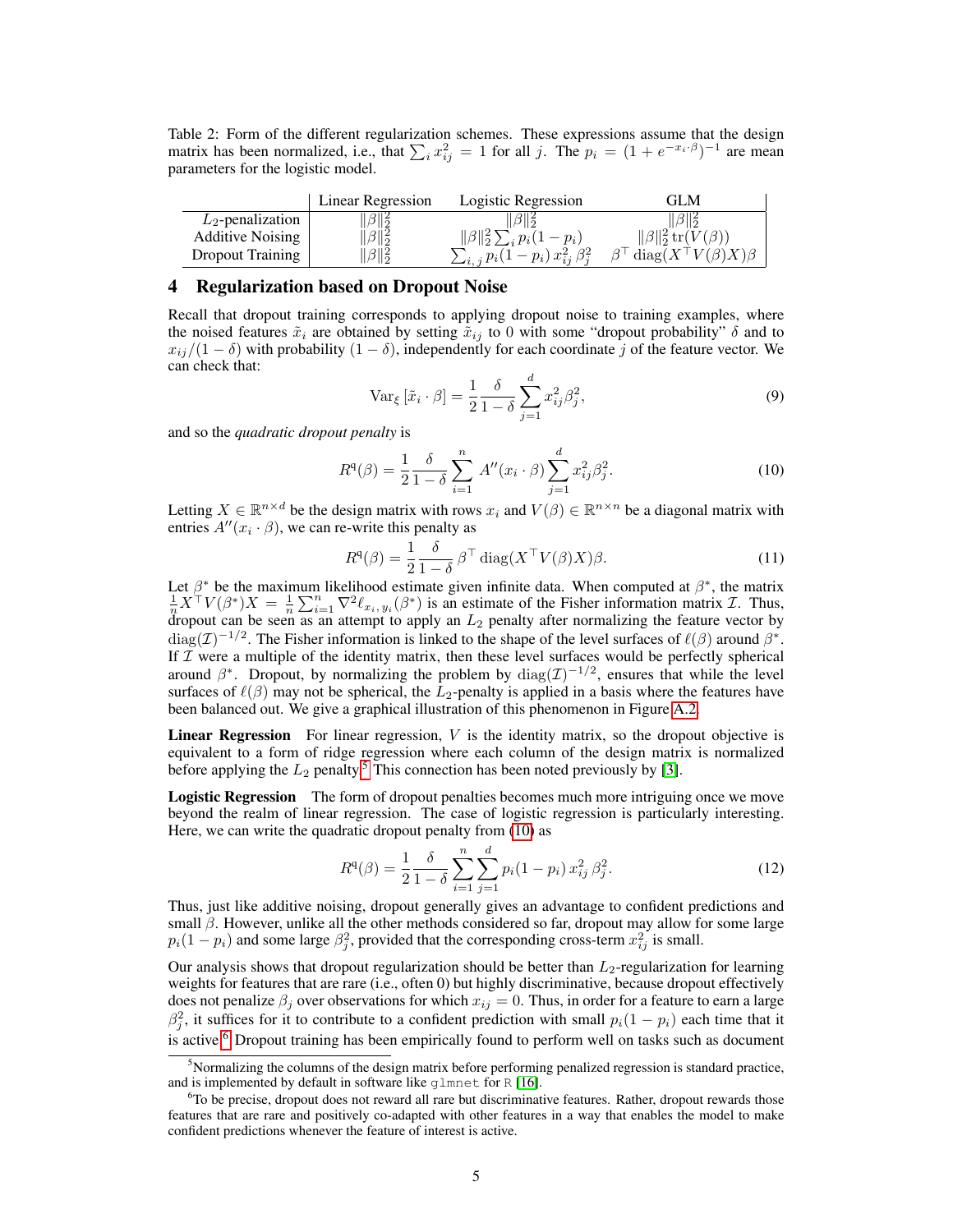Table 2: Form of the different regularization schemes. These expressions assume that the design matrix has been normalized, i.e., that $\sum_i x_{ij}^2 = 1$ for all $j$. The $p_i = (1 + e^{-x_i \cdot \beta})^{-1}$ are mean parameters for the logistic model.

| | Linear Regression | Logistic Regression | GLM |
|---|---|---|---|
| $L_2$-penalization | $\|\beta\|_2^2$ | $\|\beta\|_2^2$ | $\|\beta\|_2^2$ |
| Additive Noising | $\|\beta\|_2^2$ | $\|\beta\|_2^2 \sum_i p_i(1-p_i)$ | $\|\beta\|_2^2 \operatorname{tr}(V(\beta))$ |
| Dropout Training | $\|\beta\|_2^2$ | $\sum_{i,j} p_i(1-p_i)\, x_{ij}^2\, \beta_j^2$ | $\beta^\top \operatorname{diag}(X^\top V(\beta) X)\beta$ |

## 4 Regularization based on Dropout Noise

Recall that dropout training corresponds to applying dropout noise to training examples, where the noised features $\tilde{x}_i$ are obtained by setting $\tilde{x}_{ij}$ to 0 with some "dropout probability" $\delta$ and to $x_{ij}/(1-\delta)$ with probability $(1-\delta)$, independently for each coordinate $j$ of the feature vector. We can check that:

$$\operatorname{Var}_\xi \left[\tilde{x}_i \cdot \beta\right] = \frac{1}{2}\frac{\delta}{1-\delta}\sum_{j=1}^{d} x_{ij}^2 \beta_j^2, \tag{9}$$

and so the *quadratic dropout penalty* is

$$R^{\mathrm{q}}(\beta) = \frac{1}{2}\frac{\delta}{1-\delta}\sum_{i=1}^{n} A''(x_i \cdot \beta)\sum_{j=1}^{d} x_{ij}^2 \beta_j^2. \tag{10}$$

Letting $X \in \mathbb{R}^{n \times d}$ be the design matrix with rows $x_i$ and $V(\beta) \in \mathbb{R}^{n \times n}$ be a diagonal matrix with entries $A''(x_i \cdot \beta)$, we can re-write this penalty as

$$R^{\mathrm{q}}(\beta) = \frac{1}{2}\frac{\delta}{1-\delta}\,\beta^\top \operatorname{diag}(X^\top V(\beta) X)\beta. \tag{11}$$

Let $\beta^*$ be the maximum likelihood estimate given infinite data. When computed at $\beta^*$, the matrix $\frac{1}{n}X^\top V(\beta^*) X = \frac{1}{n}\sum_{i=1}^{n} \nabla^2 \ell_{x_i, y_i}(\beta^*)$ is an estimate of the Fisher information matrix $\mathcal{I}$. Thus, dropout can be seen as an attempt to apply an $L_2$ penalty after normalizing the feature vector by $\operatorname{diag}(\mathcal{I})^{-1/2}$. The Fisher information is linked to the shape of the level surfaces of $\ell(\beta)$ around $\beta^*$. If $\mathcal{I}$ were a multiple of the identity matrix, then these level surfaces would be perfectly spherical around $\beta^*$. Dropout, by normalizing the problem by $\operatorname{diag}(\mathcal{I})^{-1/2}$, ensures that while the level surfaces of $\ell(\beta)$ may not be spherical, the $L_2$-penalty is applied in a basis where the features have been balanced out. We give a graphical illustration of this phenomenon in Figure A.2.

**Linear Regression** For linear regression, $V$ is the identity matrix, so the dropout objective is equivalent to a form of ridge regression where each column of the design matrix is normalized before applying the $L_2$ penalty.[5] This connection has been noted previously by [3].

**Logistic Regression** The form of dropout penalties becomes much more intriguing once we move beyond the realm of linear regression. The case of logistic regression is particularly interesting. Here, we can write the quadratic dropout penalty from (10) as

$$R^{\mathrm{q}}(\beta) = \frac{1}{2}\frac{\delta}{1-\delta}\sum_{i=1}^{n}\sum_{j=1}^{d} p_i(1-p_i)\, x_{ij}^2\, \beta_j^2. \tag{12}$$

Thus, just like additive noising, dropout generally gives an advantage to confident predictions and small $\beta$. However, unlike all the other methods considered so far, dropout may allow for some large $p_i(1-p_i)$ and some large $\beta_j^2$, provided that the corresponding cross-term $x_{ij}^2$ is small.

Our analysis shows that dropout regularization should be better than $L_2$-regularization for learning weights for features that are rare (i.e., often 0) but highly discriminative, because dropout effectively does not penalize $\beta_j$ over observations for which $x_{ij} = 0$. Thus, in order for a feature to earn a large $\beta_j^2$, it suffices for it to contribute to a confident prediction with small $p_i(1-p_i)$ each time that it is active.[6] Dropout training has been empirically found to perform well on tasks such as document

[5] Normalizing the columns of the design matrix before performing penalized regression is standard practice, and is implemented by default in software like `glmnet` for `R` [16].

[6] To be precise, dropout does not reward all rare but discriminative features. Rather, dropout rewards those features that are rare and positively co-adapted with other features in a way that enables the model to make confident predictions whenever the feature of interest is active.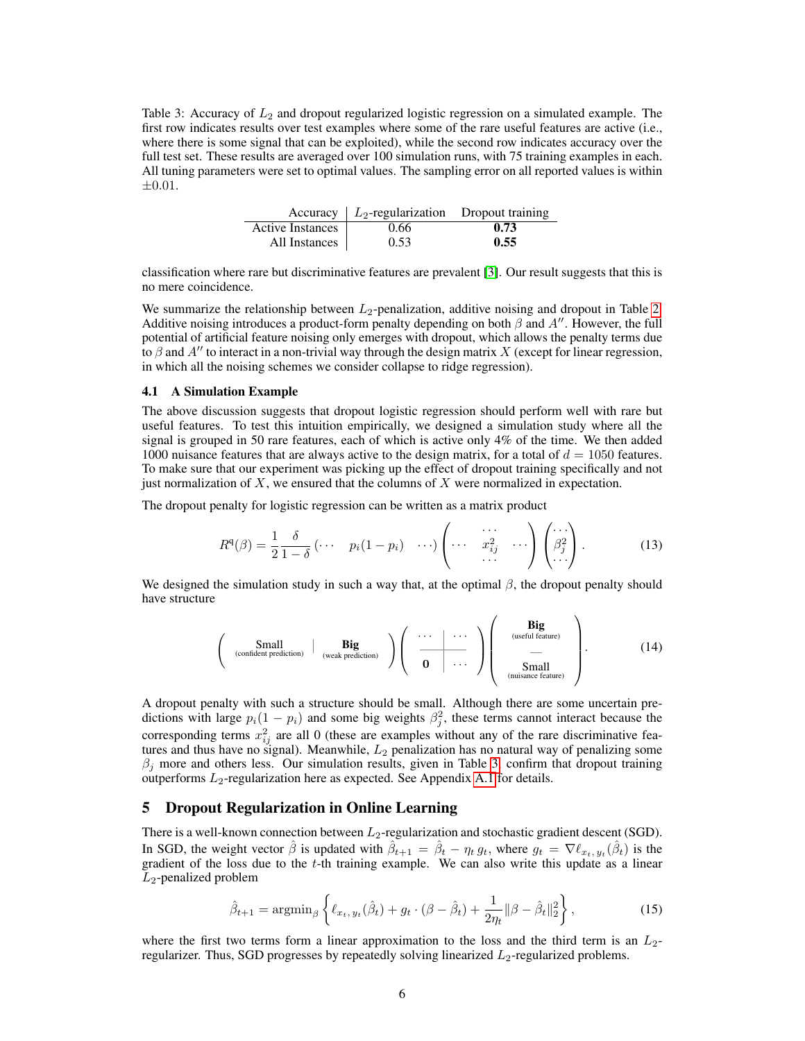Table 3: Accuracy of $L_2$ and dropout regularized logistic regression on a simulated example. The first row indicates results over test examples where some of the rare useful features are active (i.e., where there is some signal that can be exploited), while the second row indicates accuracy over the full test set. These results are averaged over 100 simulation runs, with 75 training examples in each. All tuning parameters were set to optimal values. The sampling error on all reported values is within $\pm 0.01$.

| Accuracy | $L_2$-regularization | Dropout training |
|---|---|---|
| Active Instances | 0.66 | **0.73** |
| All Instances | 0.53 | **0.55** |

classification where rare but discriminative features are prevalent [3]. Our result suggests that this is no mere coincidence.

We summarize the relationship between $L_2$-penalization, additive noising and dropout in Table 2. Additive noising introduces a product-form penalty depending on both $\beta$ and $A''$. However, the full potential of artificial feature noising only emerges with dropout, which allows the penalty terms due to $\beta$ and $A''$ to interact in a non-trivial way through the design matrix $X$ (except for linear regression, in which all the noising schemes we consider collapse to ridge regression).

### 4.1 A Simulation Example

The above discussion suggests that dropout logistic regression should perform well with rare but useful features. To test this intuition empirically, we designed a simulation study where all the signal is grouped in 50 rare features, each of which is active only 4% of the time. We then added 1000 nuisance features that are always active to the design matrix, for a total of $d = 1050$ features. To make sure that our experiment was picking up the effect of dropout training specifically and not just normalization of $X$, we ensured that the columns of $X$ were normalized in expectation.

The dropout penalty for logistic regression can be written as a matrix product

$$R^{\mathrm{q}}(\beta) = \frac{1}{2}\frac{\delta}{1-\delta}\begin{pmatrix}\cdots & p_i(1-p_i) & \cdots\end{pmatrix}\begin{pmatrix} & \cdots & \\ \cdots & x_{ij}^2 & \cdots \\ & \cdots & \end{pmatrix}\begin{pmatrix}\cdots \\ \beta_j^2 \\ \cdots\end{pmatrix}. \tag{13}$$

We designed the simulation study in such a way that, at the optimal $\beta$, the dropout penalty should have structure

$$\begin{pmatrix} \underset{\text{(confident prediction)}}{\text{Small}} & \Big| & \underset{\text{(weak prediction)}}{\textbf{Big}} \end{pmatrix}\begin{pmatrix} \cdots & \cdots \\ \hline \mathbf{0} & \cdots \end{pmatrix}\begin{pmatrix} \underset{\text{(useful feature)}}{\textbf{Big}} \\ \text{—} \\ \underset{\text{(nuisance feature)}}{\text{Small}} \end{pmatrix}. \tag{14}$$

A dropout penalty with such a structure should be small. Although there are some uncertain predictions with large $p_i(1 - p_i)$ and some big weights $\beta_j^2$, these terms cannot interact because the corresponding terms $x_{ij}^2$ are all 0 (these are examples without any of the rare discriminative features and thus have no signal). Meanwhile, $L_2$ penalization has no natural way of penalizing some $\beta_j$ more and others less. Our simulation results, given in Table 3, confirm that dropout training outperforms $L_2$-regularization here as expected. See Appendix A.1 for details.

## 5 Dropout Regularization in Online Learning

There is a well-known connection between $L_2$-regularization and stochastic gradient descent (SGD). In SGD, the weight vector $\hat{\beta}$ is updated with $\hat{\beta}_{t+1} = \hat{\beta}_t - \eta_t\, g_t$, where $g_t = \nabla \ell_{x_t,\, y_t}(\hat{\beta}_t)$ is the gradient of the loss due to the $t$-th training example. We can also write this update as a linear $L_2$-penalized problem

$$\hat{\beta}_{t+1} = \mathrm{argmin}_{\beta}\left\{\ell_{x_t,\, y_t}(\hat{\beta}_t) + g_t \cdot (\beta - \hat{\beta}_t) + \frac{1}{2\eta_t}\|\beta - \hat{\beta}_t\|_2^2\right\}, \tag{15}$$

where the first two terms form a linear approximation to the loss and the third term is an $L_2$-regularizer. Thus, SGD progresses by repeatedly solving linearized $L_2$-regularized problems.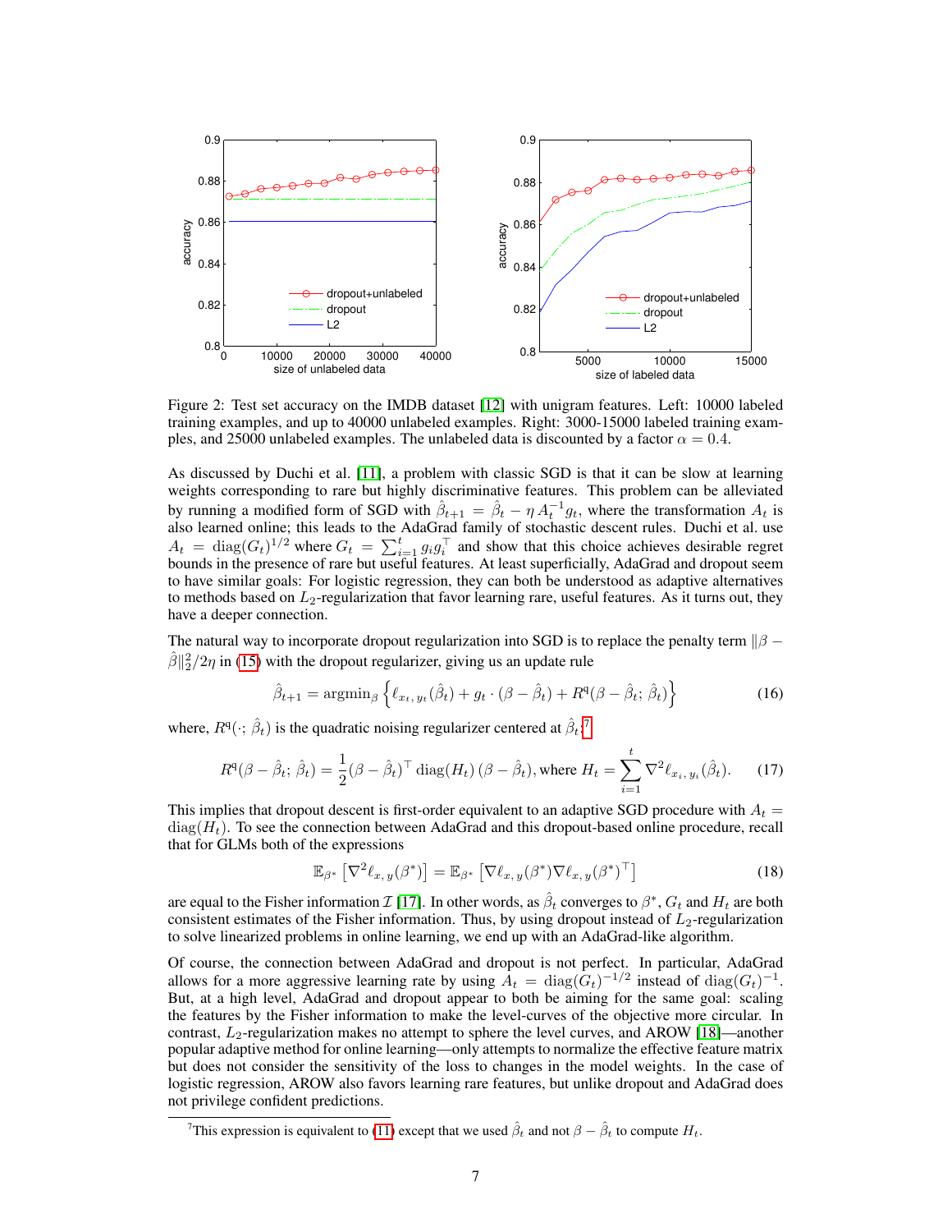Figure 2: Test set accuracy on the IMDB dataset [12] with unigram features. Left: 10000 labeled training examples, and up to 40000 unlabeled examples. Right: 3000-15000 labeled training examples, and 25000 unlabeled examples. The unlabeled data is discounted by a factor $\alpha = 0.4$.

As discussed by Duchi et al. [11], a problem with classic SGD is that it can be slow at learning weights corresponding to rare but highly discriminative features. This problem can be alleviated by running a modified form of SGD with $\hat{\beta}_{t+1} = \hat{\beta}_t - \eta \, A_t^{-1} g_t$, where the transformation $A_t$ is also learned online; this leads to the AdaGrad family of stochastic descent rules. Duchi et al. use $A_t = \text{diag}(G_t)^{1/2}$ where $G_t = \sum_{i=1}^t g_i g_i^\top$ and show that this choice achieves desirable regret bounds in the presence of rare but useful features. At least superficially, AdaGrad and dropout seem to have similar goals: For logistic regression, they can both be understood as adaptive alternatives to methods based on $L_2$-regularization that favor learning rare, useful features. As it turns out, they have a deeper connection.

The natural way to incorporate dropout regularization into SGD is to replace the penalty term $\|\beta - \hat{\beta}\|_2^2/2\eta$ in (15) with the dropout regularizer, giving us an update rule

$$\hat{\beta}_{t+1} = \text{argmin}_\beta \left\{ \ell_{x_t,\, y_t}(\hat{\beta}_t) + g_t \cdot (\beta - \hat{\beta}_t) + R^{\text{q}}(\beta - \hat{\beta}_t;\, \hat{\beta}_t) \right\} \tag{16}$$

where, $R^{\text{q}}(\cdot;\, \hat{\beta}_t)$ is the quadratic noising regularizer centered at $\hat{\beta}_t$:[7]

$$R^{\text{q}}(\beta - \hat{\beta}_t;\, \hat{\beta}_t) = \frac{1}{2} (\beta - \hat{\beta}_t)^\top \, \text{diag}(H_t) \, (\beta - \hat{\beta}_t), \text{ where } H_t = \sum_{i=1}^t \nabla^2 \ell_{x_i,\, y_i}(\hat{\beta}_t). \tag{17}$$

This implies that dropout descent is first-order equivalent to an adaptive SGD procedure with $A_t = \text{diag}(H_t)$. To see the connection between AdaGrad and this dropout-based online procedure, recall that for GLMs both of the expressions

$$\mathbb{E}_{\beta^*} \left[ \nabla^2 \ell_{x,\, y}(\beta^*) \right] = \mathbb{E}_{\beta^*} \left[ \nabla \ell_{x,\, y}(\beta^*) \nabla \ell_{x,\, y}(\beta^*)^\top \right] \tag{18}$$

are equal to the Fisher information $\mathcal{I}$ [17]. In other words, as $\hat{\beta}_t$ converges to $\beta^*$, $G_t$ and $H_t$ are both consistent estimates of the Fisher information. Thus, by using dropout instead of $L_2$-regularization to solve linearized problems in online learning, we end up with an AdaGrad-like algorithm.

Of course, the connection between AdaGrad and dropout is not perfect. In particular, AdaGrad allows for a more aggressive learning rate by using $A_t = \text{diag}(G_t)^{-1/2}$ instead of $\text{diag}(G_t)^{-1}$. But, at a high level, AdaGrad and dropout appear to both be aiming for the same goal: scaling the features by the Fisher information to make the level-curves of the objective more circular. In contrast, $L_2$-regularization makes no attempt to sphere the level curves, and AROW [18]—another popular adaptive method for online learning—only attempts to normalize the effective feature matrix but does not consider the sensitivity of the loss to changes in the model weights. In the case of logistic regression, AROW also favors learning rare features, but unlike dropout and AdaGrad does not privilege confident predictions.

[7] This expression is equivalent to (11) except that we used $\hat{\beta}_t$ and not $\beta - \hat{\beta}_t$ to compute $H_t$.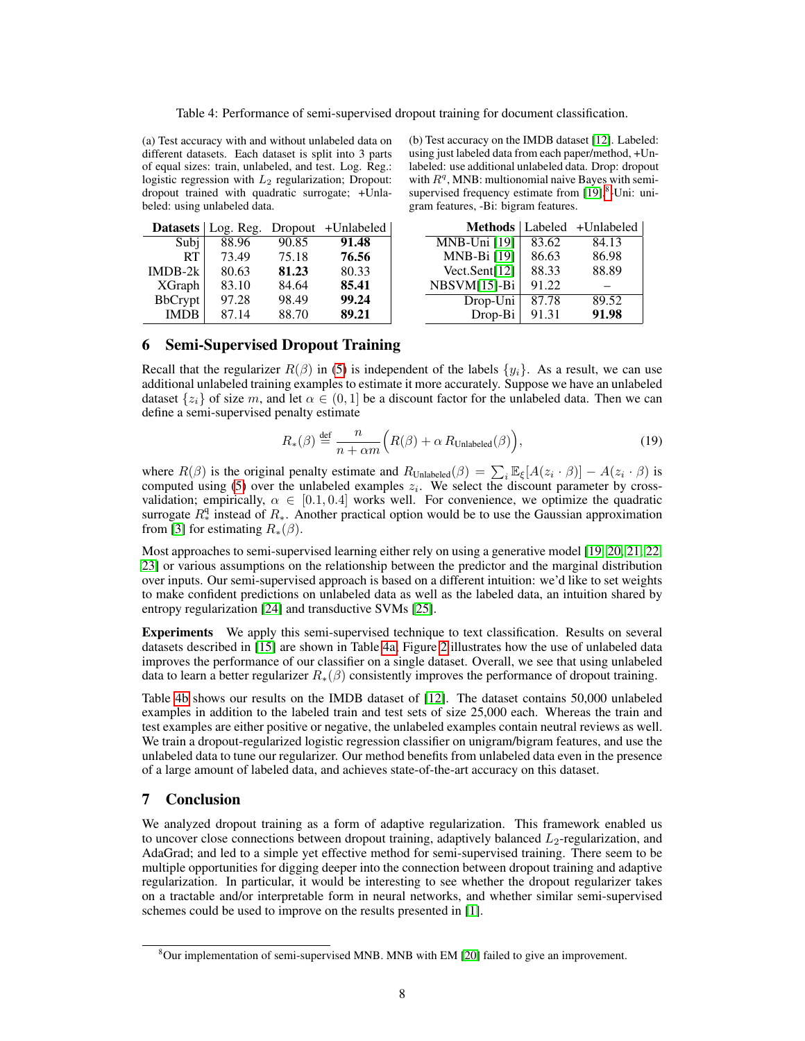Table 4: Performance of semi-supervised dropout training for document classification.

(a) Test accuracy with and without unlabeled data on different datasets. Each dataset is split into 3 parts of equal sizes: train, unlabeled, and test. Log. Reg.: logistic regression with $L_2$ regularization; Dropout: dropout trained with quadratic surrogate; +Unlabeled: using unlabeled data.

| **Datasets** | Log. Reg. | Dropout | +Unlabeled |
|---|---|---|---|
| Subj | 88.96 | 90.85 | **91.48** |
| RT | 73.49 | 75.18 | **76.56** |
| IMDB-2k | 80.63 | **81.23** | 80.33 |
| XGraph | 83.10 | 84.64 | **85.41** |
| BbCrypt | 97.28 | 98.49 | **99.24** |
| IMDB | 87.14 | 88.70 | **89.21** |

(b) Test accuracy on the IMDB dataset [12]. Labeled: using just labeled data from each paper/method, +Unlabeled: use additional unlabeled data. Drop: dropout with $R^q$, MNB: multionomial naive Bayes with semi-supervised frequency estimate from [19],[8]-Uni: unigram features, -Bi: bigram features.

| **Methods** | Labeled | +Unlabeled |
|---|---|---|
| MNB-Uni [19] | 83.62 | 84.13 |
| MNB-Bi [19] | 86.63 | 86.98 |
| Vect.Sent[12] | 88.33 | 88.89 |
| NBSVM[15]-Bi | 91.22 | – |
| Drop-Uni | 87.78 | 89.52 |
| Drop-Bi | 91.31 | **91.98** |

## 6 Semi-Supervised Dropout Training

Recall that the regularizer $R(\beta)$ in (5) is independent of the labels $\{y_i\}$. As a result, we can use additional unlabeled training examples to estimate it more accurately. Suppose we have an unlabeled dataset $\{z_i\}$ of size $m$, and let $\alpha \in (0, 1]$ be a discount factor for the unlabeled data. Then we can define a semi-supervised penalty estimate

$$R_*(\beta) \stackrel{\text{def}}{=} \frac{n}{n + \alpha m}\Big(R(\beta) + \alpha \, R_{\text{Unlabeled}}(\beta)\Big), \tag{19}$$

where $R(\beta)$ is the original penalty estimate and $R_{\text{Unlabeled}}(\beta) = \sum_i \mathbb{E}_\xi[A(z_i \cdot \beta)] - A(z_i \cdot \beta)$ is computed using (5) over the unlabeled examples $z_i$. We select the discount parameter by cross-validation; empirically, $\alpha \in [0.1, 0.4]$ works well. For convenience, we optimize the quadratic surrogate $R_*^q$ instead of $R_*$. Another practical option would be to use the Gaussian approximation from [3] for estimating $R_*(\beta)$.

Most approaches to semi-supervised learning either rely on using a generative model [19, 20, 21, 22, 23] or various assumptions on the relationship between the predictor and the marginal distribution over inputs. Our semi-supervised approach is based on a different intuition: we'd like to set weights to make confident predictions on unlabeled data as well as the labeled data, an intuition shared by entropy regularization [24] and transductive SVMs [25].

**Experiments** We apply this semi-supervised technique to text classification. Results on several datasets described in [15] are shown in Table 4a; Figure 2 illustrates how the use of unlabeled data improves the performance of our classifier on a single dataset. Overall, we see that using unlabeled data to learn a better regularizer $R_*(\beta)$ consistently improves the performance of dropout training.

Table 4b shows our results on the IMDB dataset of [12]. The dataset contains 50,000 unlabeled examples in addition to the labeled train and test sets of size 25,000 each. Whereas the train and test examples are either positive or negative, the unlabeled examples contain neutral reviews as well. We train a dropout-regularized logistic regression classifier on unigram/bigram features, and use the unlabeled data to tune our regularizer. Our method benefits from unlabeled data even in the presence of a large amount of labeled data, and achieves state-of-the-art accuracy on this dataset.

## 7 Conclusion

We analyzed dropout training as a form of adaptive regularization. This framework enabled us to uncover close connections between dropout training, adaptively balanced $L_2$-regularization, and AdaGrad; and led to a simple yet effective method for semi-supervised training. There seem to be multiple opportunities for digging deeper into the connection between dropout training and adaptive regularization. In particular, it would be interesting to see whether the dropout regularizer takes on a tractable and/or interpretable form in neural networks, and whether similar semi-supervised schemes could be used to improve on the results presented in [1].

[8] Our implementation of semi-supervised MNB. MNB with EM [20] failed to give an improvement.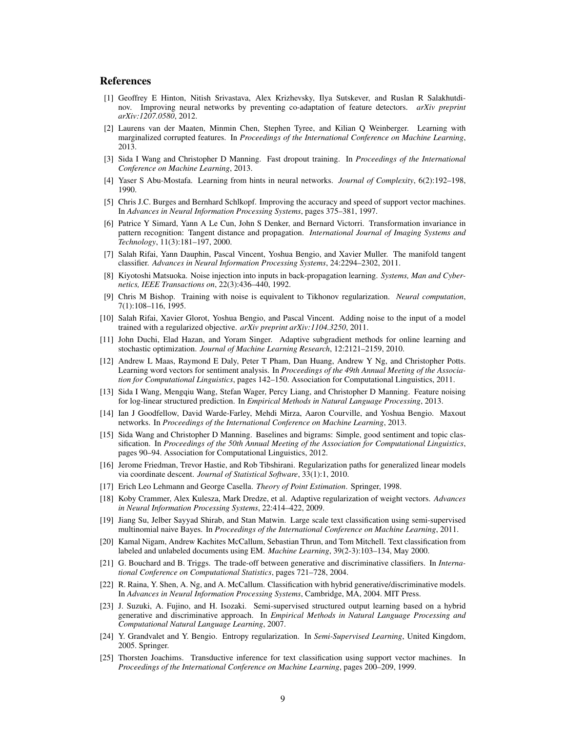## References

[1] Geoffrey E Hinton, Nitish Srivastava, Alex Krizhevsky, Ilya Sutskever, and Ruslan R Salakhutdinov. Improving neural networks by preventing co-adaptation of feature detectors. *arXiv preprint arXiv:1207.0580*, 2012.

[2] Laurens van der Maaten, Minmin Chen, Stephen Tyree, and Kilian Q Weinberger. Learning with marginalized corrupted features. In *Proceedings of the International Conference on Machine Learning*, 2013.

[3] Sida I Wang and Christopher D Manning. Fast dropout training. In *Proceedings of the International Conference on Machine Learning*, 2013.

[4] Yaser S Abu-Mostafa. Learning from hints in neural networks. *Journal of Complexity*, 6(2):192–198, 1990.

[5] Chris J.C. Burges and Bernhard Schlkopf. Improving the accuracy and speed of support vector machines. In *Advances in Neural Information Processing Systems*, pages 375–381, 1997.

[6] Patrice Y Simard, Yann A Le Cun, John S Denker, and Bernard Victorri. Transformation invariance in pattern recognition: Tangent distance and propagation. *International Journal of Imaging Systems and Technology*, 11(3):181–197, 2000.

[7] Salah Rifai, Yann Dauphin, Pascal Vincent, Yoshua Bengio, and Xavier Muller. The manifold tangent classifier. *Advances in Neural Information Processing Systems*, 24:2294–2302, 2011.

[8] Kiyotoshi Matsuoka. Noise injection into inputs in back-propagation learning. *Systems, Man and Cybernetics, IEEE Transactions on*, 22(3):436–440, 1992.

[9] Chris M Bishop. Training with noise is equivalent to Tikhonov regularization. *Neural computation*, 7(1):108–116, 1995.

[10] Salah Rifai, Xavier Glorot, Yoshua Bengio, and Pascal Vincent. Adding noise to the input of a model trained with a regularized objective. *arXiv preprint arXiv:1104.3250*, 2011.

[11] John Duchi, Elad Hazan, and Yoram Singer. Adaptive subgradient methods for online learning and stochastic optimization. *Journal of Machine Learning Research*, 12:2121–2159, 2010.

[12] Andrew L Maas, Raymond E Daly, Peter T Pham, Dan Huang, Andrew Y Ng, and Christopher Potts. Learning word vectors for sentiment analysis. In *Proceedings of the 49th Annual Meeting of the Association for Computational Linguistics*, pages 142–150. Association for Computational Linguistics, 2011.

[13] Sida I Wang, Mengqiu Wang, Stefan Wager, Percy Liang, and Christopher D Manning. Feature noising for log-linear structured prediction. In *Empirical Methods in Natural Language Processing*, 2013.

[14] Ian J Goodfellow, David Warde-Farley, Mehdi Mirza, Aaron Courville, and Yoshua Bengio. Maxout networks. In *Proceedings of the International Conference on Machine Learning*, 2013.

[15] Sida Wang and Christopher D Manning. Baselines and bigrams: Simple, good sentiment and topic classification. In *Proceedings of the 50th Annual Meeting of the Association for Computational Linguistics*, pages 90–94. Association for Computational Linguistics, 2012.

[16] Jerome Friedman, Trevor Hastie, and Rob Tibshirani. Regularization paths for generalized linear models via coordinate descent. *Journal of Statistical Software*, 33(1):1, 2010.

[17] Erich Leo Lehmann and George Casella. *Theory of Point Estimation*. Springer, 1998.

[18] Koby Crammer, Alex Kulesza, Mark Dredze, et al. Adaptive regularization of weight vectors. *Advances in Neural Information Processing Systems*, 22:414–422, 2009.

[19] Jiang Su, Jelber Sayyad Shirab, and Stan Matwin. Large scale text classification using semi-supervised multinomial naive Bayes. In *Proceedings of the International Conference on Machine Learning*, 2011.

[20] Kamal Nigam, Andrew Kachites McCallum, Sebastian Thrun, and Tom Mitchell. Text classification from labeled and unlabeled documents using EM. *Machine Learning*, 39(2-3):103–134, May 2000.

[21] G. Bouchard and B. Triggs. The trade-off between generative and discriminative classifiers. In *International Conference on Computational Statistics*, pages 721–728, 2004.

[22] R. Raina, Y. Shen, A. Ng, and A. McCallum. Classification with hybrid generative/discriminative models. In *Advances in Neural Information Processing Systems*, Cambridge, MA, 2004. MIT Press.

[23] J. Suzuki, A. Fujino, and H. Isozaki. Semi-supervised structured output learning based on a hybrid generative and discriminative approach. In *Empirical Methods in Natural Language Processing and Computational Natural Language Learning*, 2007.

[24] Y. Grandvalet and Y. Bengio. Entropy regularization. In *Semi-Supervised Learning*, United Kingdom, 2005. Springer.

[25] Thorsten Joachims. Transductive inference for text classification using support vector machines. In *Proceedings of the International Conference on Machine Learning*, pages 200–209, 1999.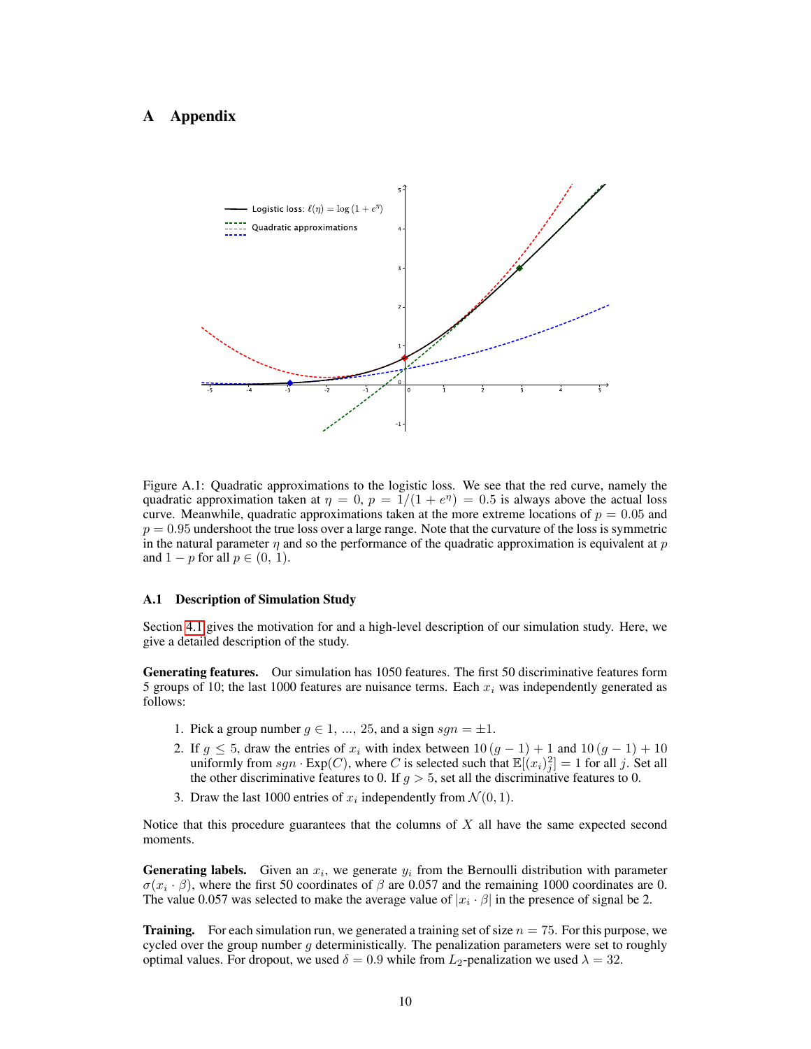# A Appendix

Figure A.1: Quadratic approximations to the logistic loss. We see that the red curve, namely the quadratic approximation taken at $\eta = 0$, $p = 1/(1 + e^{\eta}) = 0.5$ is always above the actual loss curve. Meanwhile, quadratic approximations taken at the more extreme locations of $p = 0.05$ and $p = 0.95$ undershoot the true loss over a large range. Note that the curvature of the loss is symmetric in the natural parameter $\eta$ and so the performance of the quadratic approximation is equivalent at $p$ and $1 - p$ for all $p \in (0, 1)$.

## A.1 Description of Simulation Study

Section 4.1 gives the motivation for and a high-level description of our simulation study. Here, we give a detailed description of the study.

**Generating features.** Our simulation has 1050 features. The first 50 discriminative features form 5 groups of 10; the last 1000 features are nuisance terms. Each $x_i$ was independently generated as follows:

1. Pick a group number $g \in 1, \ldots, 25$, and a sign $sgn = \pm 1$.
2. If $g \leq 5$, draw the entries of $x_i$ with index between $10\,(g-1)+1$ and $10\,(g-1)+10$ uniformly from $sgn \cdot \text{Exp}(C)$, where $C$ is selected such that $\mathbb{E}[(x_i)_j^2] = 1$ for all $j$. Set all the other discriminative features to 0. If $g > 5$, set all the discriminative features to 0.
3. Draw the last 1000 entries of $x_i$ independently from $\mathcal{N}(0, 1)$.

Notice that this procedure guarantees that the columns of $X$ all have the same expected second moments.

**Generating labels.** Given an $x_i$, we generate $y_i$ from the Bernoulli distribution with parameter $\sigma(x_i \cdot \beta)$, where the first 50 coordinates of $\beta$ are 0.057 and the remaining 1000 coordinates are 0. The value 0.057 was selected to make the average value of $|x_i \cdot \beta|$ in the presence of signal be 2.

**Training.** For each simulation run, we generated a training set of size $n = 75$. For this purpose, we cycled over the group number $g$ deterministically. The penalization parameters were set to roughly optimal values. For dropout, we used $\delta = 0.9$ while from $L_2$-penalization we used $\lambda = 32$.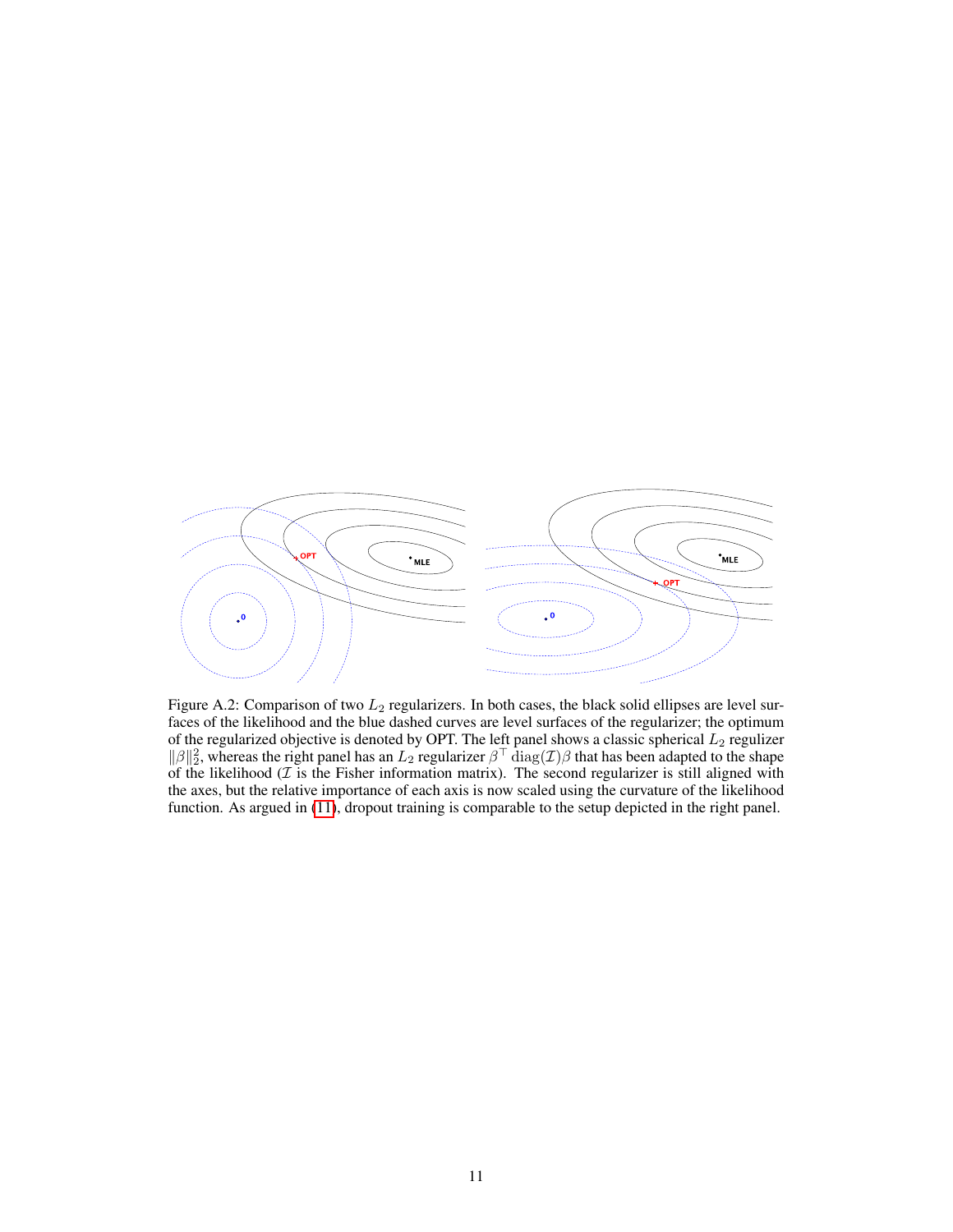OPT

MLE

0

OPT

MLE

0

Figure A.2: Comparison of two $L_2$ regularizers. In both cases, the black solid ellipses are level surfaces of the likelihood and the blue dashed curves are level surfaces of the regularizer; the optimum of the regularized objective is denoted by OPT. The left panel shows a classic spherical $L_2$ regulizer $\|\beta\|_2^2$, whereas the right panel has an $L_2$ regularizer $\beta^\top \operatorname{diag}(\mathcal{I})\beta$ that has been adapted to the shape of the likelihood ($\mathcal{I}$ is the Fisher information matrix). The second regularizer is still aligned with the axes, but the relative importance of each axis is now scaled using the curvature of the likelihood function. As argued in (11), dropout training is comparable to the setup depicted in the right panel.